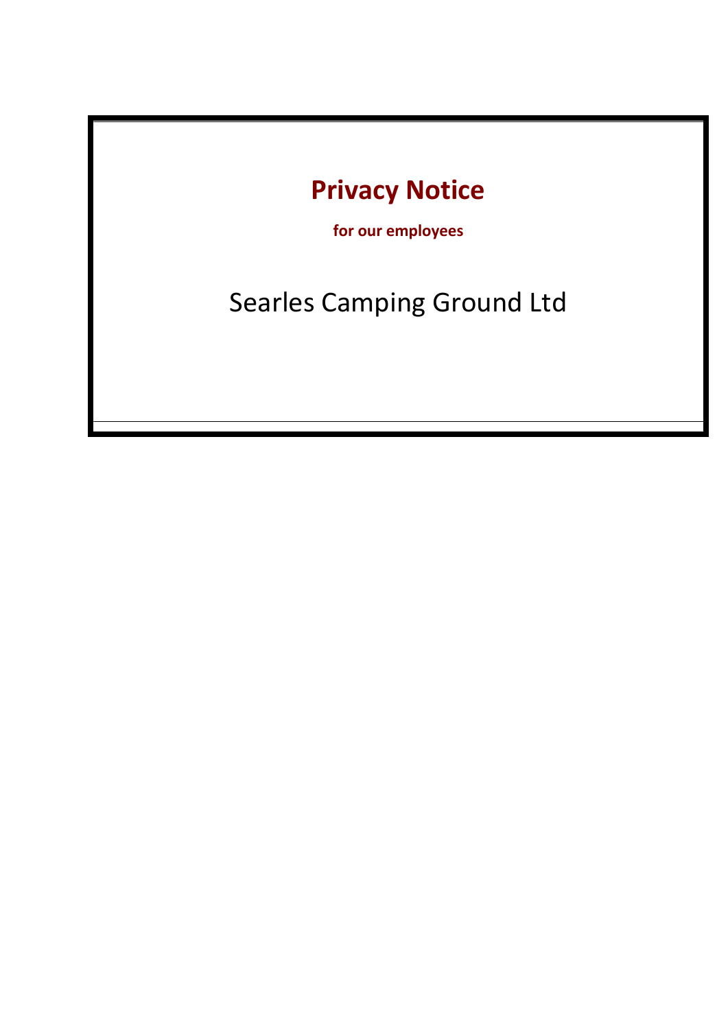# Privacy Notice

**for our employees**

Searles Camping Ground Ltd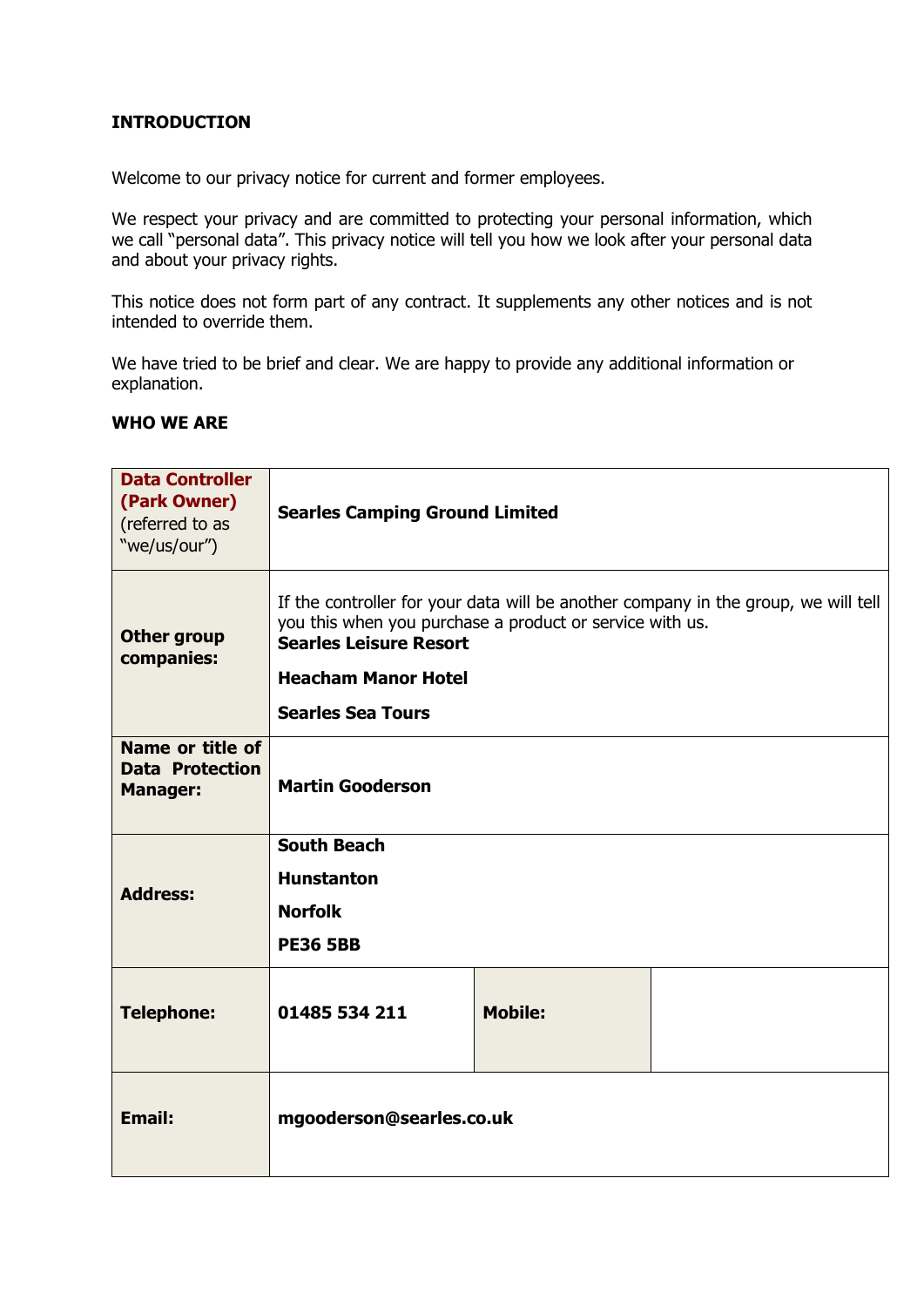## INTRODUCTION

Welcome to our privacy notice for current and former employees.

We respect your privacy and are committed to protecting your personal information, which we call "personal data". This privacy notice will tell you how we look after your personal data and about your privacy rights.

This notice does not form part of any contract. It supplements any other notices and is not intended to override them.

We have tried to be brief and clear. We are happy to provide any additional information or explanation.

## WHO WE ARE

| **Data Controller (Park Owner)** (referred to as "we/us/our") | **Searles Camping Ground Limited** | | |
|---|---|---|---|
| **Other group companies:** | If the controller for your data will be another company in the group, we will tell you this when you purchase a product or service with us.<br>**Searles Leisure Resort**<br>**Heacham Manor Hotel**<br>**Searles Sea Tours** | | |
| **Name or title of Data Protection Manager:** | **Martin Gooderson** | | |
| **Address:** | **South Beach**<br>**Hunstanton**<br>**Norfolk**<br>**PE36 5BB** | | |
| **Telephone:** | **01485 534 211** | **Mobile:** | |
| **Email:** | **mgooderson@searles.co.uk** | | |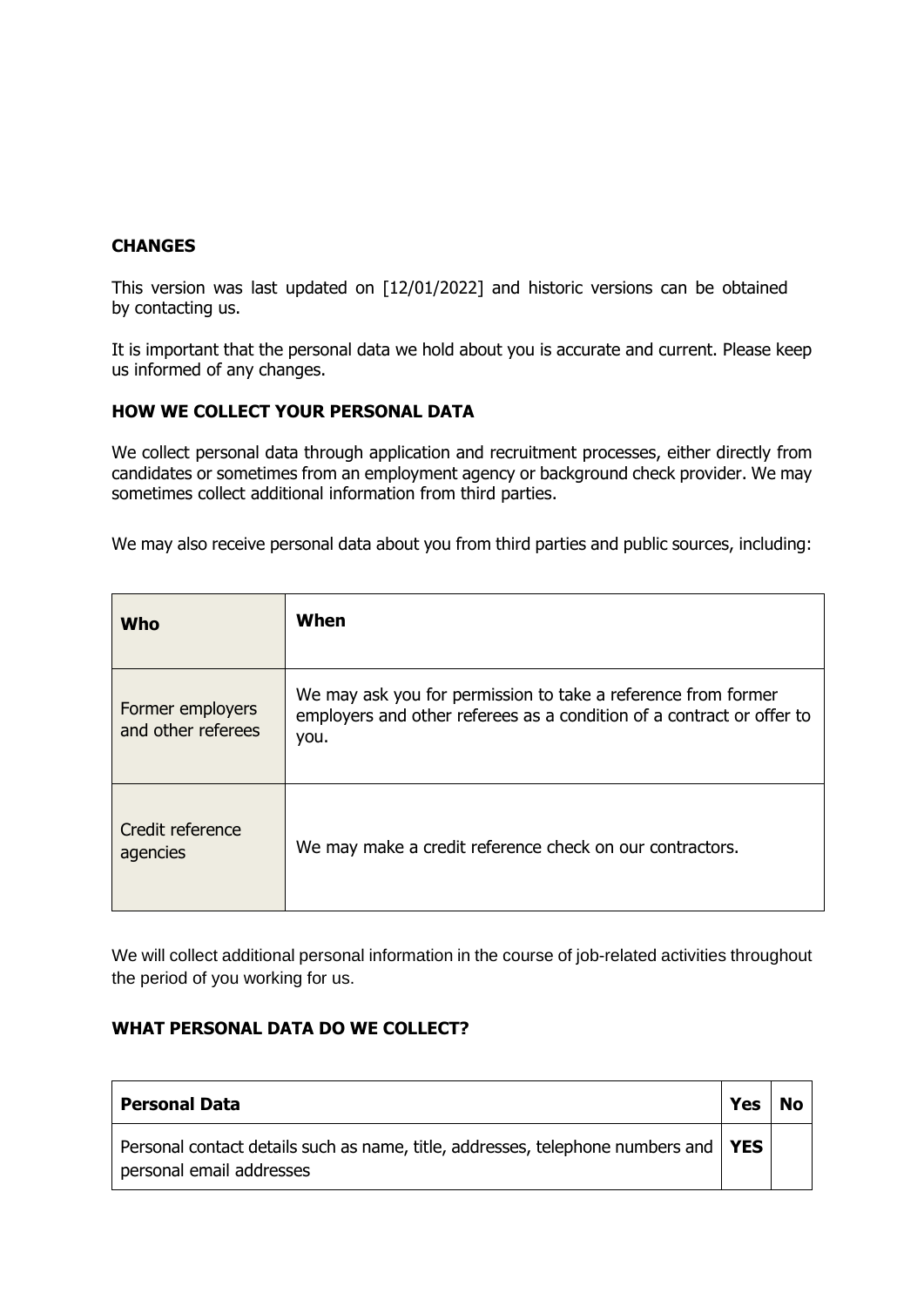**CHANGES**

This version was last updated on [12/01/2022] and historic versions can be obtained by contacting us.

It is important that the personal data we hold about you is accurate and current. Please keep us informed of any changes.

**HOW WE COLLECT YOUR PERSONAL DATA**

We collect personal data through application and recruitment processes, either directly from candidates or sometimes from an employment agency or background check provider. We may sometimes collect additional information from third parties.

We may also receive personal data about you from third parties and public sources, including:

| **Who** | **When** |
| --- | --- |
| Former employers and other referees | We may ask you for permission to take a reference from former employers and other referees as a condition of a contract or offer to you. |
| Credit reference agencies | We may make a credit reference check on our contractors. |

We will collect additional personal information in the course of job-related activities throughout the period of you working for us.

**WHAT PERSONAL DATA DO WE COLLECT?**

| **Personal Data** | **Yes** | **No** |
| --- | --- | --- |
| Personal contact details such as name, title, addresses, telephone numbers and personal email addresses | **YES** | |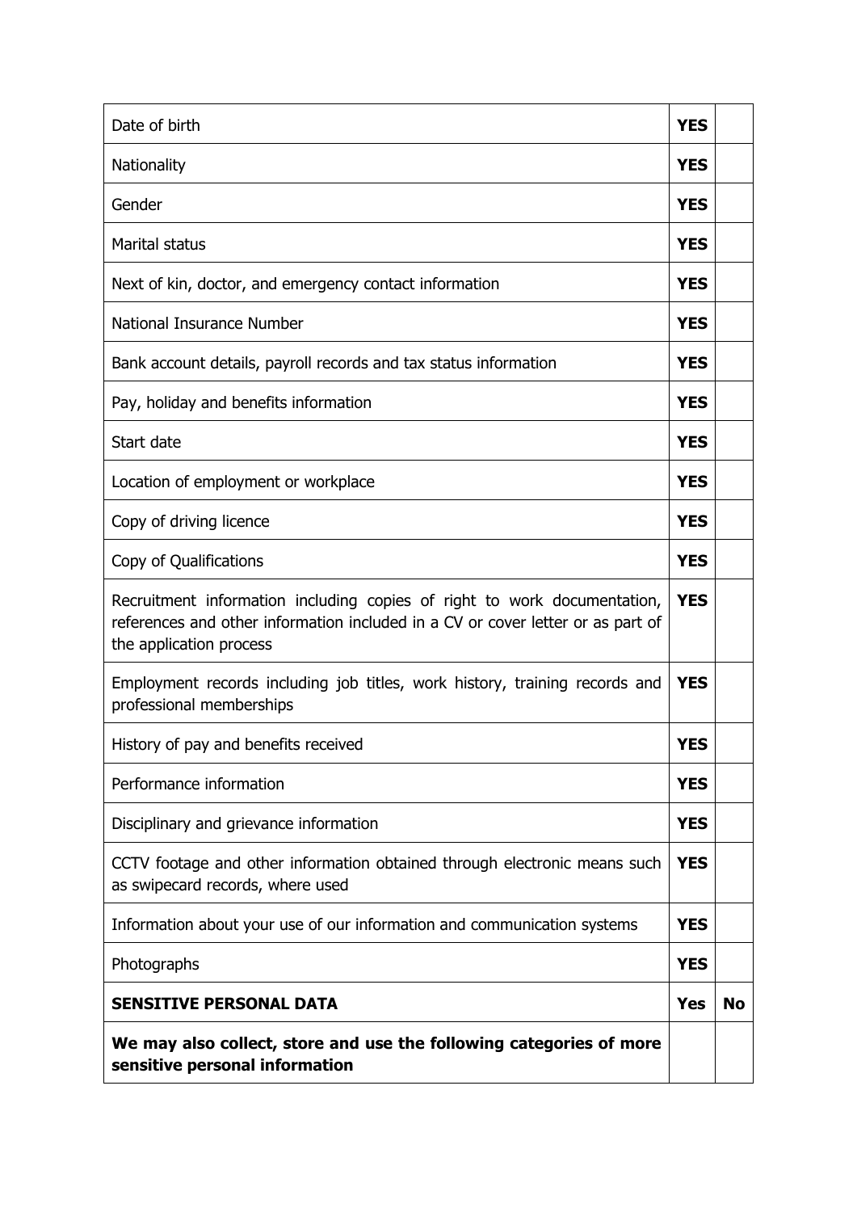| | | |
|---|---|---|
| Date of birth | **YES** | |
| Nationality | **YES** | |
| Gender | **YES** | |
| Marital status | **YES** | |
| Next of kin, doctor, and emergency contact information | **YES** | |
| National Insurance Number | **YES** | |
| Bank account details, payroll records and tax status information | **YES** | |
| Pay, holiday and benefits information | **YES** | |
| Start date | **YES** | |
| Location of employment or workplace | **YES** | |
| Copy of driving licence | **YES** | |
| Copy of Qualifications | **YES** | |
| Recruitment information including copies of right to work documentation, references and other information included in a CV or cover letter or as part of the application process | **YES** | |
| Employment records including job titles, work history, training records and professional memberships | **YES** | |
| History of pay and benefits received | **YES** | |
| Performance information | **YES** | |
| Disciplinary and grievance information | **YES** | |
| CCTV footage and other information obtained through electronic means such as swipecard records, where used | **YES** | |
| Information about your use of our information and communication systems | **YES** | |
| Photographs | **YES** | |
| **SENSITIVE PERSONAL DATA** | **Yes** | **No** |
| **We may also collect, store and use the following categories of more sensitive personal information** | | |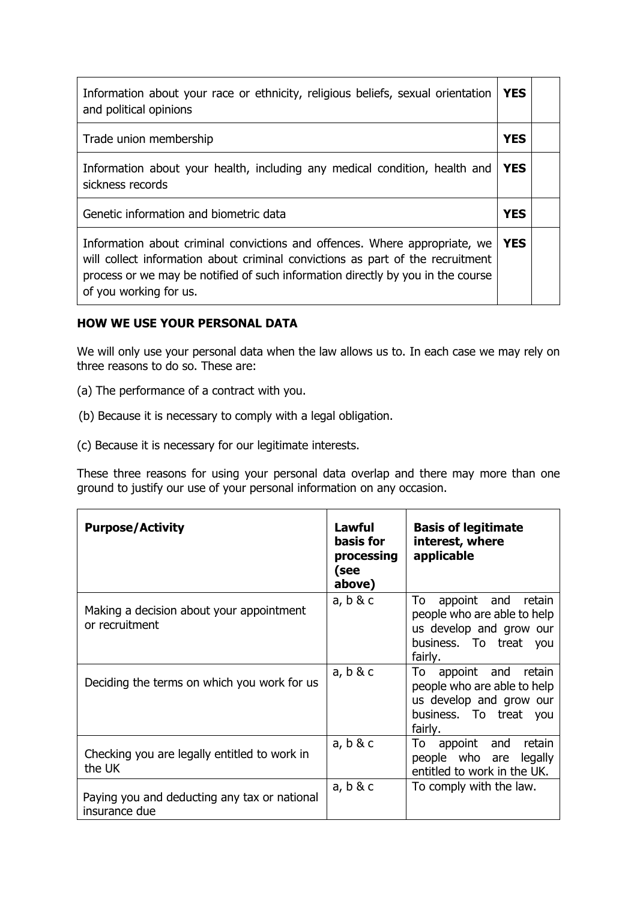| | | |
|---|---|---|
| Information about your race or ethnicity, religious beliefs, sexual orientation and political opinions | **YES** | |
| Trade union membership | **YES** | |
| Information about your health, including any medical condition, health and sickness records | **YES** | |
| Genetic information and biometric data | **YES** | |
| Information about criminal convictions and offences. Where appropriate, we will collect information about criminal convictions as part of the recruitment process or we may be notified of such information directly by you in the course of you working for us. | **YES** | |

**HOW WE USE YOUR PERSONAL DATA**

We will only use your personal data when the law allows us to. In each case we may rely on three reasons to do so. These are:

(a) The performance of a contract with you.

(b) Because it is necessary to comply with a legal obligation.

(c) Because it is necessary for our legitimate interests.

These three reasons for using your personal data overlap and there may more than one ground to justify our use of your personal information on any occasion.

| **Purpose/Activity** | **Lawful basis for processing (see above)** | **Basis of legitimate interest, where applicable** |
|---|---|---|
| Making a decision about your appointment or recruitment | a, b & c | To appoint and retain people who are able to help us develop and grow our business. To treat you fairly. |
| Deciding the terms on which you work for us | a, b & c | To appoint and retain people who are able to help us develop and grow our business. To treat you fairly. |
| Checking you are legally entitled to work in the UK | a, b & c | To appoint and retain people who are legally entitled to work in the UK. |
| Paying you and deducting any tax or national insurance due | a, b & c | To comply with the law. |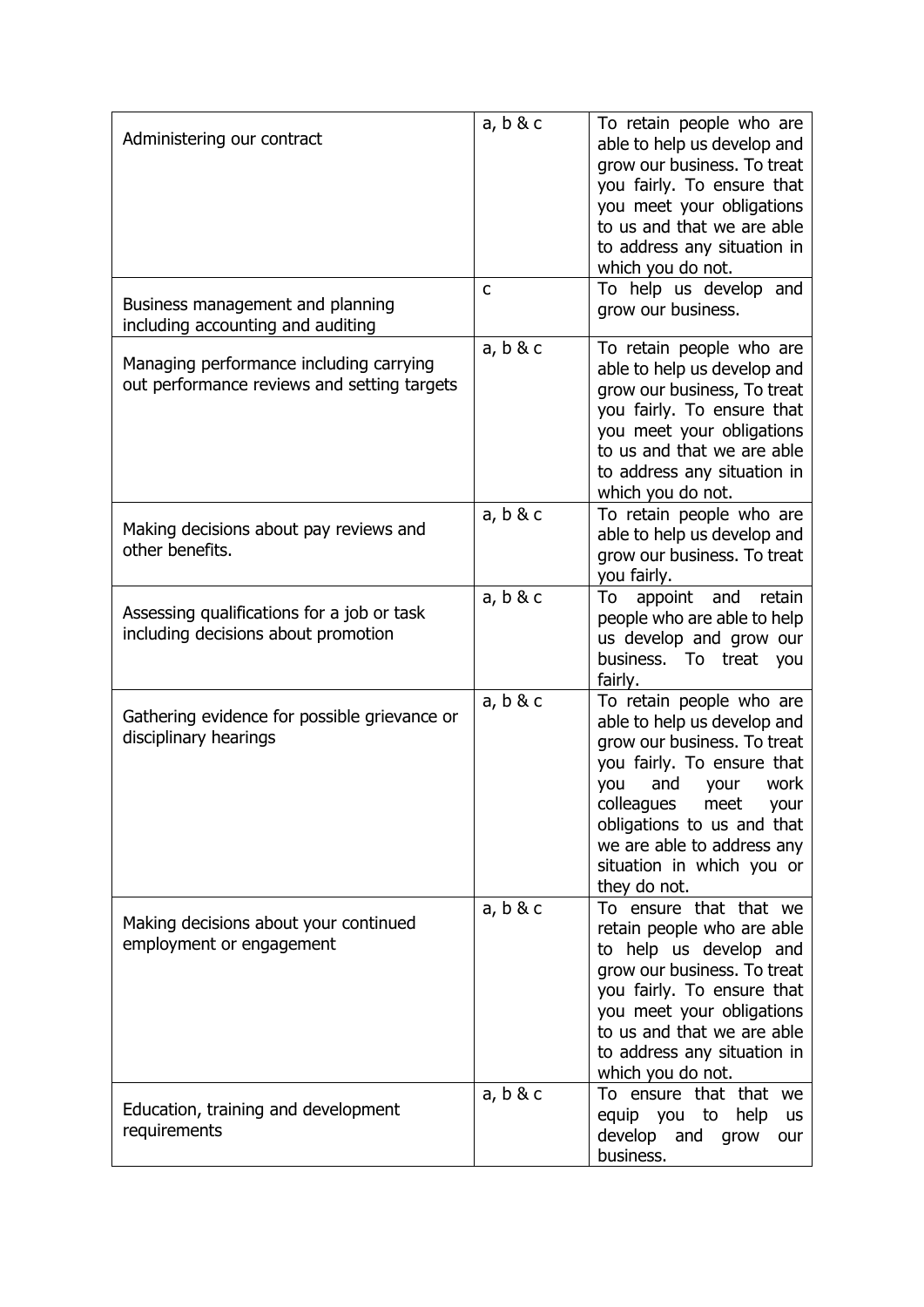| | | |
|---|---|---|
| Administering our contract | a, b & c | To retain people who are able to help us develop and grow our business. To treat you fairly. To ensure that you meet your obligations to us and that we are able to address any situation in which you do not. |
| Business management and planning including accounting and auditing | c | To help us develop and grow our business. |
| Managing performance including carrying out performance reviews and setting targets | a, b & c | To retain people who are able to help us develop and grow our business, To treat you fairly. To ensure that you meet your obligations to us and that we are able to address any situation in which you do not. |
| Making decisions about pay reviews and other benefits. | a, b & c | To retain people who are able to help us develop and grow our business. To treat you fairly. |
| Assessing qualifications for a job or task including decisions about promotion | a, b & c | To appoint and retain people who are able to help us develop and grow our business. To treat you fairly. |
| Gathering evidence for possible grievance or disciplinary hearings | a, b & c | To retain people who are able to help us develop and grow our business. To treat you fairly. To ensure that you and your work colleagues meet your obligations to us and that we are able to address any situation in which you or they do not. |
| Making decisions about your continued employment or engagement | a, b & c | To ensure that that we retain people who are able to help us develop and grow our business. To treat you fairly. To ensure that you meet your obligations to us and that we are able to address any situation in which you do not. |
| Education, training and development requirements | a, b & c | To ensure that that we equip you to help us develop and grow our business. |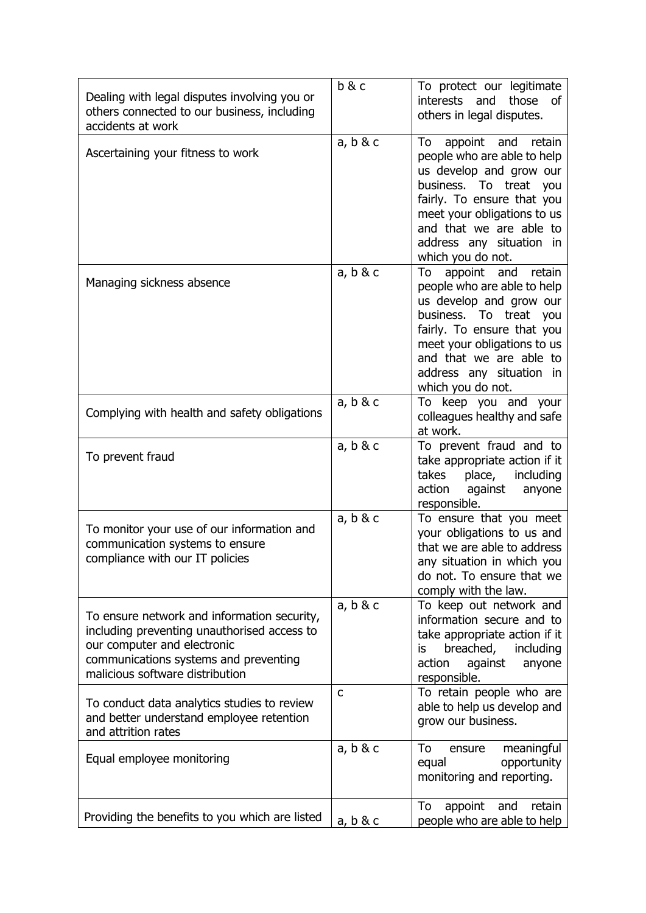| | | |
|---|---|---|
| Dealing with legal disputes involving you or others connected to our business, including accidents at work | b & c | To protect our legitimate interests and those of others in legal disputes. |
| Ascertaining your fitness to work | a, b & c | To appoint and retain people who are able to help us develop and grow our business. To treat you fairly. To ensure that you meet your obligations to us and that we are able to address any situation in which you do not. |
| Managing sickness absence | a, b & c | To appoint and retain people who are able to help us develop and grow our business. To treat you fairly. To ensure that you meet your obligations to us and that we are able to address any situation in which you do not. |
| Complying with health and safety obligations | a, b & c | To keep you and your colleagues healthy and safe at work. |
| To prevent fraud | a, b & c | To prevent fraud and to take appropriate action if it takes place, including action against anyone responsible. |
| To monitor your use of our information and communication systems to ensure compliance with our IT policies | a, b & c | To ensure that you meet your obligations to us and that we are able to address any situation in which you do not. To ensure that we comply with the law. |
| To ensure network and information security, including preventing unauthorised access to our computer and electronic communications systems and preventing malicious software distribution | a, b & c | To keep out network and information secure and to take appropriate action if it is breached, including action against anyone responsible. |
| To conduct data analytics studies to review and better understand employee retention and attrition rates | c | To retain people who are able to help us develop and grow our business. |
| Equal employee monitoring | a, b & c | To ensure meaningful equal opportunity monitoring and reporting. |
| Providing the benefits to you which are listed | a, b & c | To appoint and retain people who are able to help |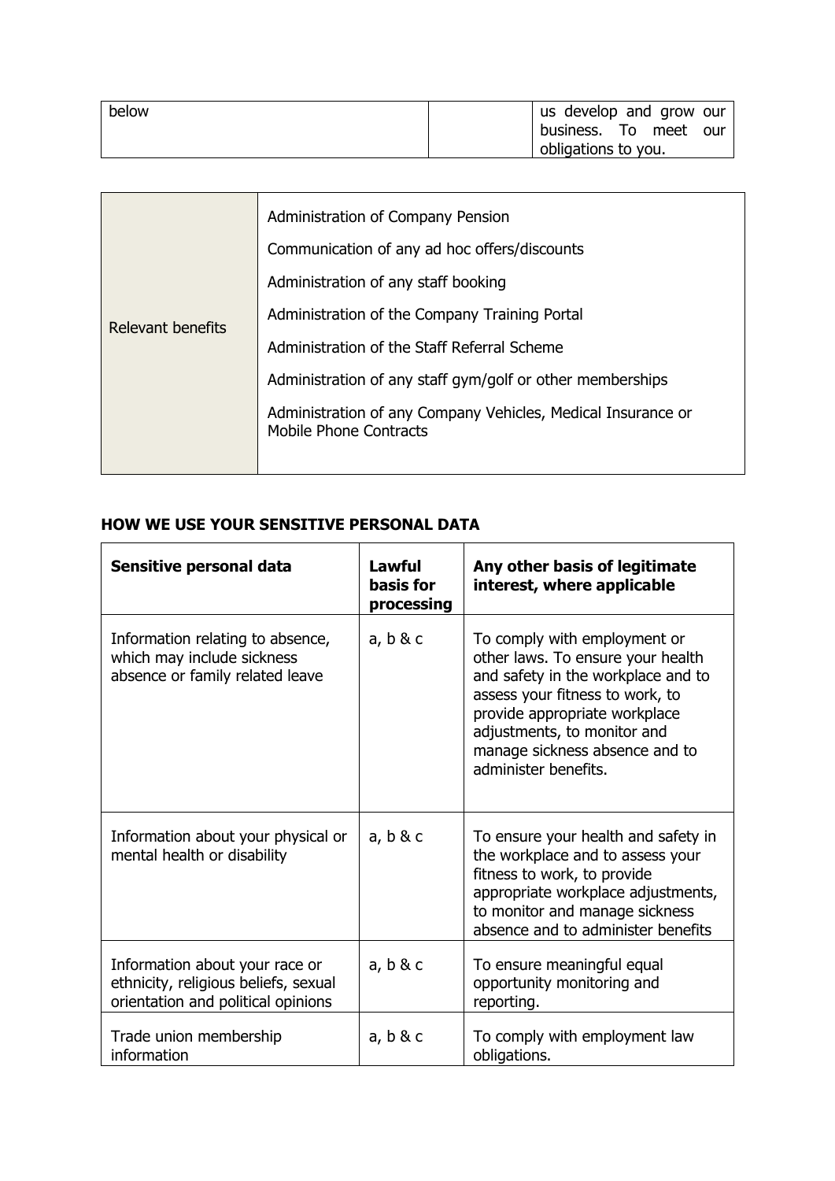| below | | us develop and grow our business. To meet our obligations to you. |
|---|---|---|

| Relevant benefits | Administration of Company Pension<br><br>Communication of any ad hoc offers/discounts<br><br>Administration of any staff booking<br><br>Administration of the Company Training Portal<br><br>Administration of the Staff Referral Scheme<br><br>Administration of any staff gym/golf or other memberships<br><br>Administration of any Company Vehicles, Medical Insurance or Mobile Phone Contracts |
|---|---|

## HOW WE USE YOUR SENSITIVE PERSONAL DATA

| Sensitive personal data | Lawful basis for processing | Any other basis of legitimate interest, where applicable |
|---|---|---|
| Information relating to absence, which may include sickness absence or family related leave | a, b & c | To comply with employment or other laws. To ensure your health and safety in the workplace and to assess your fitness to work, to provide appropriate workplace adjustments, to monitor and manage sickness absence and to administer benefits. |
| Information about your physical or mental health or disability | a, b & c | To ensure your health and safety in the workplace and to assess your fitness to work, to provide appropriate workplace adjustments, to monitor and manage sickness absence and to administer benefits |
| Information about your race or ethnicity, religious beliefs, sexual orientation and political opinions | a, b & c | To ensure meaningful equal opportunity monitoring and reporting. |
| Trade union membership information | a, b & c | To comply with employment law obligations. |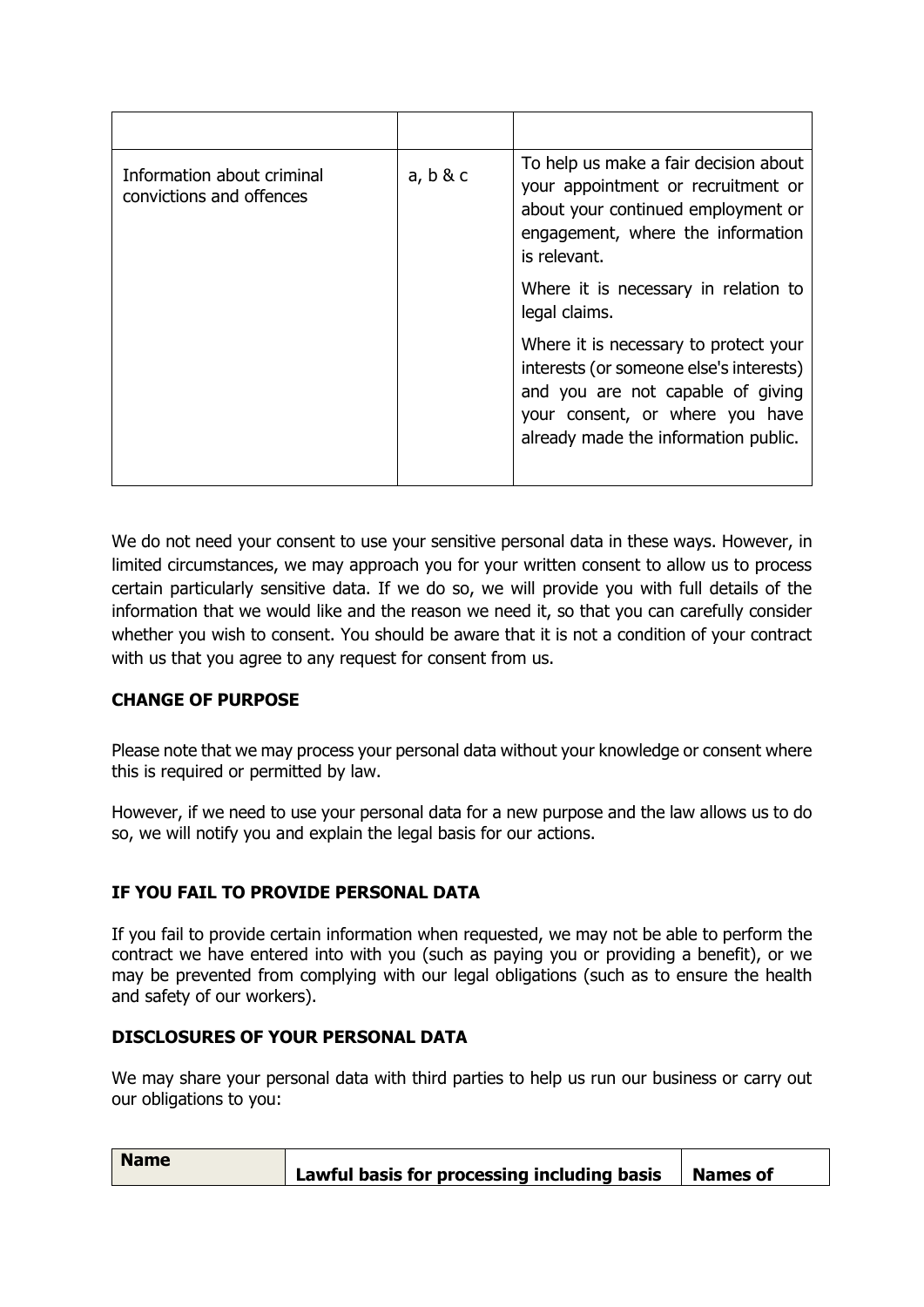| | | |
|---|---|---|
| Information about criminal convictions and offences | a, b & c | To help us make a fair decision about your appointment or recruitment or about your continued employment or engagement, where the information is relevant.<br><br>Where it is necessary in relation to legal claims.<br><br>Where it is necessary to protect your interests (or someone else's interests) and you are not capable of giving your consent, or where you have already made the information public. |

We do not need your consent to use your sensitive personal data in these ways. However, in limited circumstances, we may approach you for your written consent to allow us to process certain particularly sensitive data. If we do so, we will provide you with full details of the information that we would like and the reason we need it, so that you can carefully consider whether you wish to consent. You should be aware that it is not a condition of your contract with us that you agree to any request for consent from us.

**CHANGE OF PURPOSE**

Please note that we may process your personal data without your knowledge or consent where this is required or permitted by law.

However, if we need to use your personal data for a new purpose and the law allows us to do so, we will notify you and explain the legal basis for our actions.

**IF YOU FAIL TO PROVIDE PERSONAL DATA**

If you fail to provide certain information when requested, we may not be able to perform the contract we have entered into with you (such as paying you or providing a benefit), or we may be prevented from complying with our legal obligations (such as to ensure the health and safety of our workers).

**DISCLOSURES OF YOUR PERSONAL DATA**

We may share your personal data with third parties to help us run our business or carry out our obligations to you:

| **Name** | **Lawful basis for processing including basis** | **Names of** |
|---|---|---|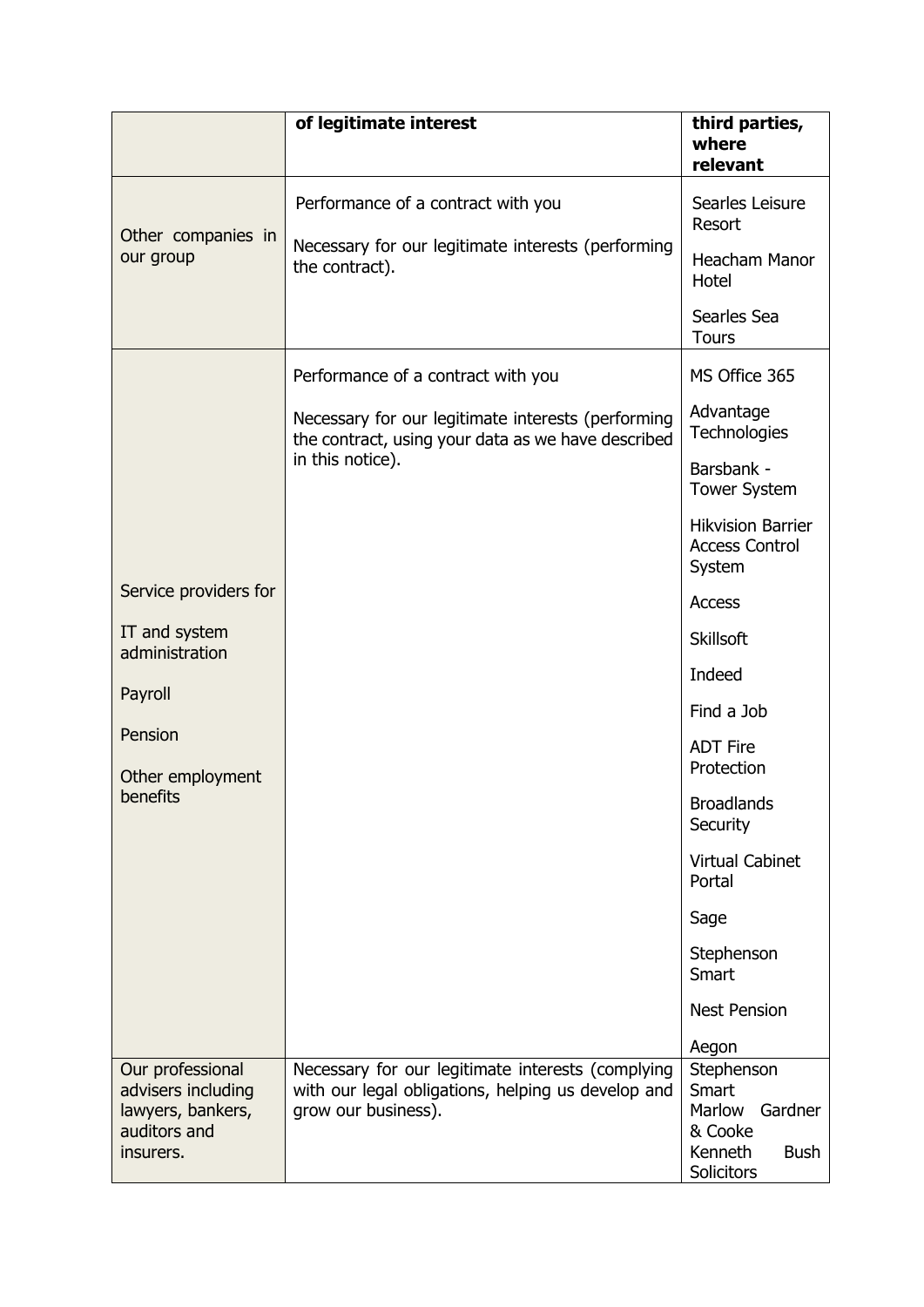|  | of legitimate interest | third parties, where relevant |
| --- | --- | --- |
| Other companies in our group | Performance of a contract with you<br><br>Necessary for our legitimate interests (performing the contract). | Searles Leisure Resort<br><br>Heacham Manor Hotel<br><br>Searles Sea Tours |
| Service providers for<br><br>IT and system administration<br><br>Payroll<br><br>Pension<br><br>Other employment benefits | Performance of a contract with you<br><br>Necessary for our legitimate interests (performing the contract, using your data as we have described in this notice). | MS Office 365<br><br>Advantage Technologies<br><br>Barsbank - Tower System<br><br>Hikvision Barrier Access Control System<br><br>Access<br><br>Skillsoft<br><br>Indeed<br><br>Find a Job<br><br>ADT Fire Protection<br><br>Broadlands Security<br><br>Virtual Cabinet Portal<br><br>Sage<br><br>Stephenson Smart<br><br>Nest Pension<br><br>Aegon |
| Our professional advisers including lawyers, bankers, auditors and insurers. | Necessary for our legitimate interests (complying with our legal obligations, helping us develop and grow our business). | Stephenson Smart<br>Marlow Gardner & Cooke<br>Kenneth Bush Solicitors |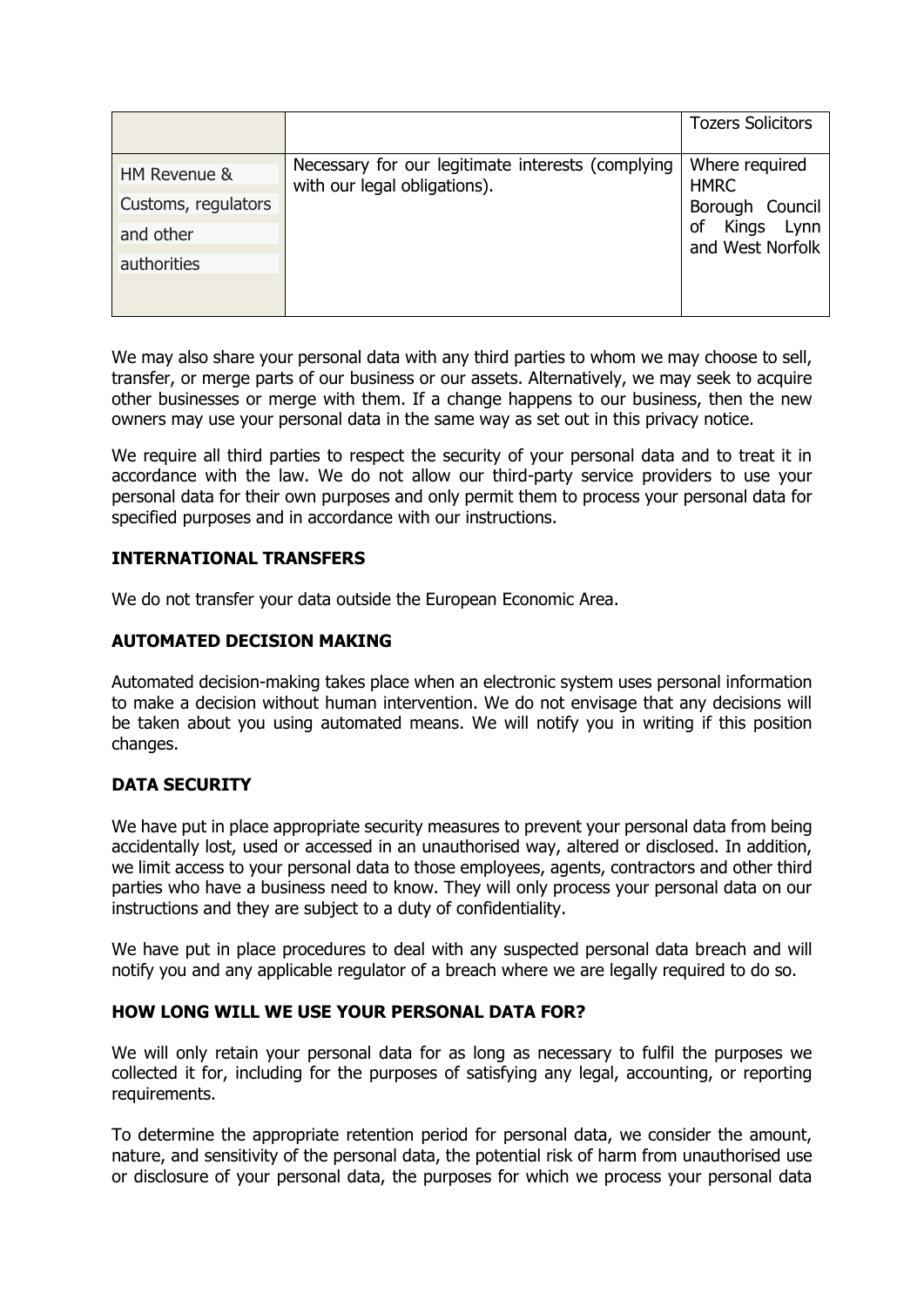| | | |
|---|---|---|
| | | Tozers Solicitors |
| HM Revenue & Customs, regulators and other authorities | Necessary for our legitimate interests (complying with our legal obligations). | Where required HMRC Borough Council of Kings Lynn and West Norfolk |

We may also share your personal data with any third parties to whom we may choose to sell, transfer, or merge parts of our business or our assets. Alternatively, we may seek to acquire other businesses or merge with them. If a change happens to our business, then the new owners may use your personal data in the same way as set out in this privacy notice.

We require all third parties to respect the security of your personal data and to treat it in accordance with the law. We do not allow our third-party service providers to use your personal data for their own purposes and only permit them to process your personal data for specified purposes and in accordance with our instructions.

**INTERNATIONAL TRANSFERS**

We do not transfer your data outside the European Economic Area.

**AUTOMATED DECISION MAKING**

Automated decision-making takes place when an electronic system uses personal information to make a decision without human intervention. We do not envisage that any decisions will be taken about you using automated means. We will notify you in writing if this position changes.

**DATA SECURITY**

We have put in place appropriate security measures to prevent your personal data from being accidentally lost, used or accessed in an unauthorised way, altered or disclosed. In addition, we limit access to your personal data to those employees, agents, contractors and other third parties who have a business need to know. They will only process your personal data on our instructions and they are subject to a duty of confidentiality.

We have put in place procedures to deal with any suspected personal data breach and will notify you and any applicable regulator of a breach where we are legally required to do so.

**HOW LONG WILL WE USE YOUR PERSONAL DATA FOR?**

We will only retain your personal data for as long as necessary to fulfil the purposes we collected it for, including for the purposes of satisfying any legal, accounting, or reporting requirements.

To determine the appropriate retention period for personal data, we consider the amount, nature, and sensitivity of the personal data, the potential risk of harm from unauthorised use or disclosure of your personal data, the purposes for which we process your personal data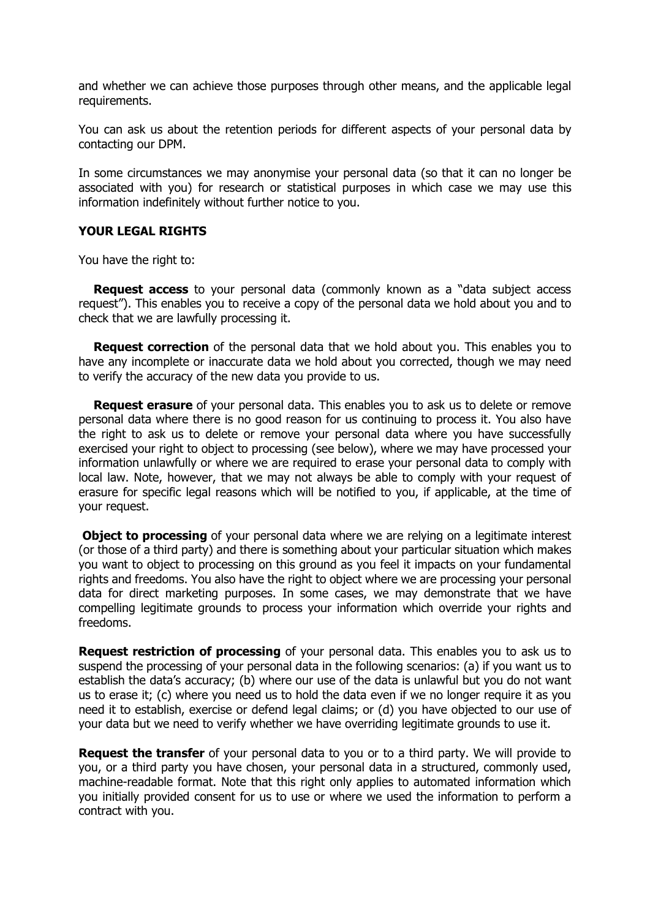and whether we can achieve those purposes through other means, and the applicable legal requirements.

You can ask us about the retention periods for different aspects of your personal data by contacting our DPM.

In some circumstances we may anonymise your personal data (so that it can no longer be associated with you) for research or statistical purposes in which case we may use this information indefinitely without further notice to you.

## YOUR LEGAL RIGHTS

You have the right to:

**Request access** to your personal data (commonly known as a "data subject access request"). This enables you to receive a copy of the personal data we hold about you and to check that we are lawfully processing it.

**Request correction** of the personal data that we hold about you. This enables you to have any incomplete or inaccurate data we hold about you corrected, though we may need to verify the accuracy of the new data you provide to us.

**Request erasure** of your personal data. This enables you to ask us to delete or remove personal data where there is no good reason for us continuing to process it. You also have the right to ask us to delete or remove your personal data where you have successfully exercised your right to object to processing (see below), where we may have processed your information unlawfully or where we are required to erase your personal data to comply with local law. Note, however, that we may not always be able to comply with your request of erasure for specific legal reasons which will be notified to you, if applicable, at the time of your request.

**Object to processing** of your personal data where we are relying on a legitimate interest (or those of a third party) and there is something about your particular situation which makes you want to object to processing on this ground as you feel it impacts on your fundamental rights and freedoms. You also have the right to object where we are processing your personal data for direct marketing purposes. In some cases, we may demonstrate that we have compelling legitimate grounds to process your information which override your rights and freedoms.

**Request restriction of processing** of your personal data. This enables you to ask us to suspend the processing of your personal data in the following scenarios: (a) if you want us to establish the data's accuracy; (b) where our use of the data is unlawful but you do not want us to erase it; (c) where you need us to hold the data even if we no longer require it as you need it to establish, exercise or defend legal claims; or (d) you have objected to our use of your data but we need to verify whether we have overriding legitimate grounds to use it.

**Request the transfer** of your personal data to you or to a third party. We will provide to you, or a third party you have chosen, your personal data in a structured, commonly used, machine-readable format. Note that this right only applies to automated information which you initially provided consent for us to use or where we used the information to perform a contract with you.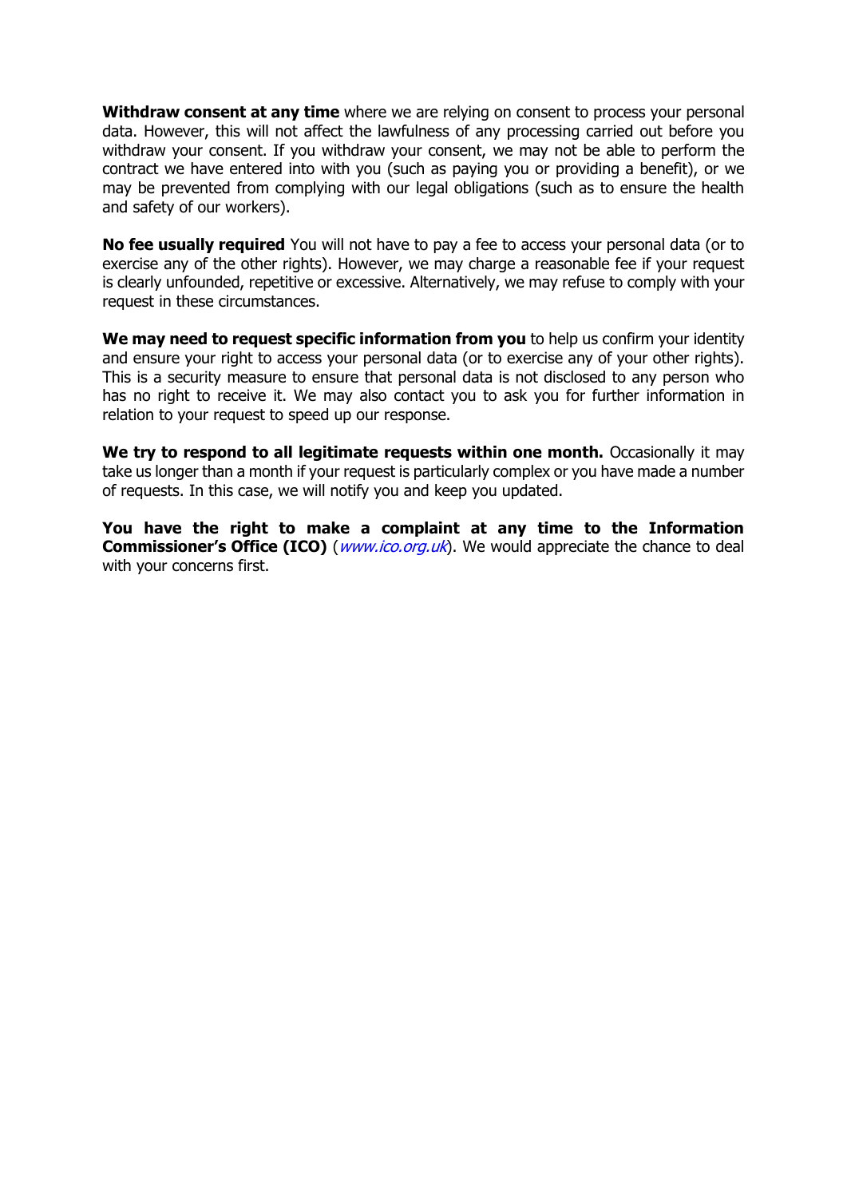**Withdraw consent at any time** where we are relying on consent to process your personal data. However, this will not affect the lawfulness of any processing carried out before you withdraw your consent. If you withdraw your consent, we may not be able to perform the contract we have entered into with you (such as paying you or providing a benefit), or we may be prevented from complying with our legal obligations (such as to ensure the health and safety of our workers).

**No fee usually required** You will not have to pay a fee to access your personal data (or to exercise any of the other rights). However, we may charge a reasonable fee if your request is clearly unfounded, repetitive or excessive. Alternatively, we may refuse to comply with your request in these circumstances.

**We may need to request specific information from you** to help us confirm your identity and ensure your right to access your personal data (or to exercise any of your other rights). This is a security measure to ensure that personal data is not disclosed to any person who has no right to receive it. We may also contact you to ask you for further information in relation to your request to speed up our response.

**We try to respond to all legitimate requests within one month.** Occasionally it may take us longer than a month if your request is particularly complex or you have made a number of requests. In this case, we will notify you and keep you updated.

**You have the right to make a complaint at any time to the Information Commissioner's Office (ICO)** (*www.ico.org.uk*). We would appreciate the chance to deal with your concerns first.